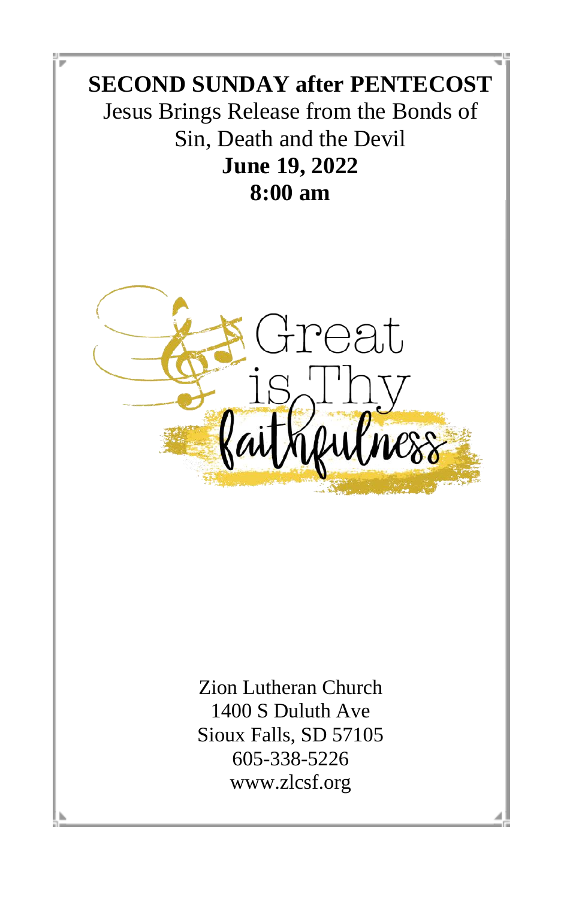# SECOND SUNDAY after PENTECOST

Jesus Brings Release from the Bonds of Sin, Death and the Devil

**June 19, 2022**

**8:00 am**

Great is Thy faithfulness

Zion Lutheran Church
1400 S Duluth Ave
Sioux Falls, SD 57105
605-338-5226
www.zlcsf.org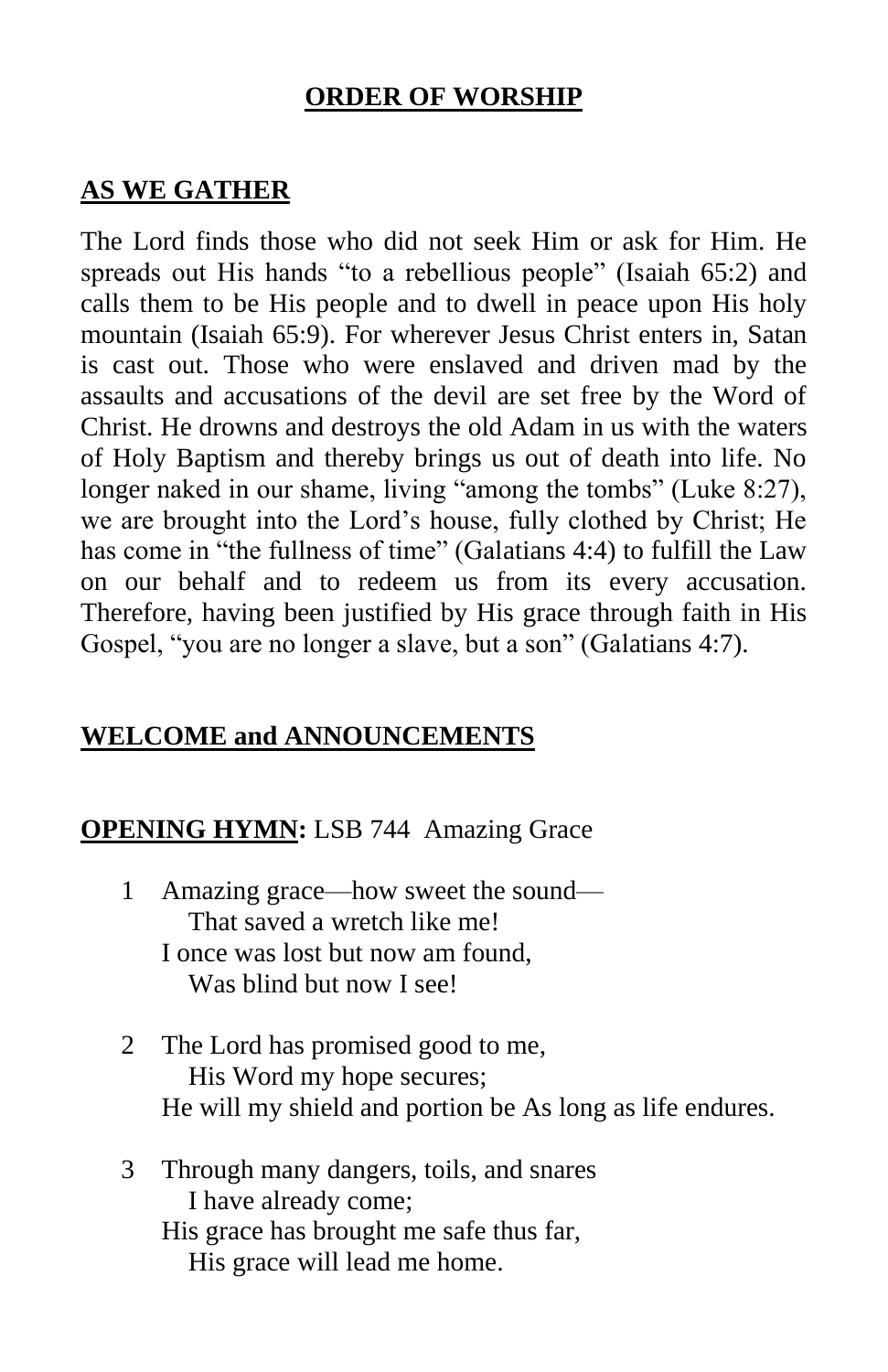# ORDER OF WORSHIP

## AS WE GATHER

The Lord finds those who did not seek Him or ask for Him. He spreads out His hands "to a rebellious people" (Isaiah 65:2) and calls them to be His people and to dwell in peace upon His holy mountain (Isaiah 65:9). For wherever Jesus Christ enters in, Satan is cast out. Those who were enslaved and driven mad by the assaults and accusations of the devil are set free by the Word of Christ. He drowns and destroys the old Adam in us with the waters of Holy Baptism and thereby brings us out of death into life. No longer naked in our shame, living "among the tombs" (Luke 8:27), we are brought into the Lord's house, fully clothed by Christ; He has come in "the fullness of time" (Galatians 4:4) to fulfill the Law on our behalf and to redeem us from its every accusation. Therefore, having been justified by His grace through faith in His Gospel, "you are no longer a slave, but a son" (Galatians 4:7).

## WELCOME and ANNOUNCEMENTS

**OPENING HYMN:** LSB 744 Amazing Grace

1 Amazing grace—how sweet the sound—
   That saved a wretch like me!
 I once was lost but now am found,
   Was blind but now I see!

2 The Lord has promised good to me,
   His Word my hope secures;
 He will my shield and portion be As long as life endures.

3 Through many dangers, toils, and snares
   I have already come;
 His grace has brought me safe thus far,
   His grace will lead me home.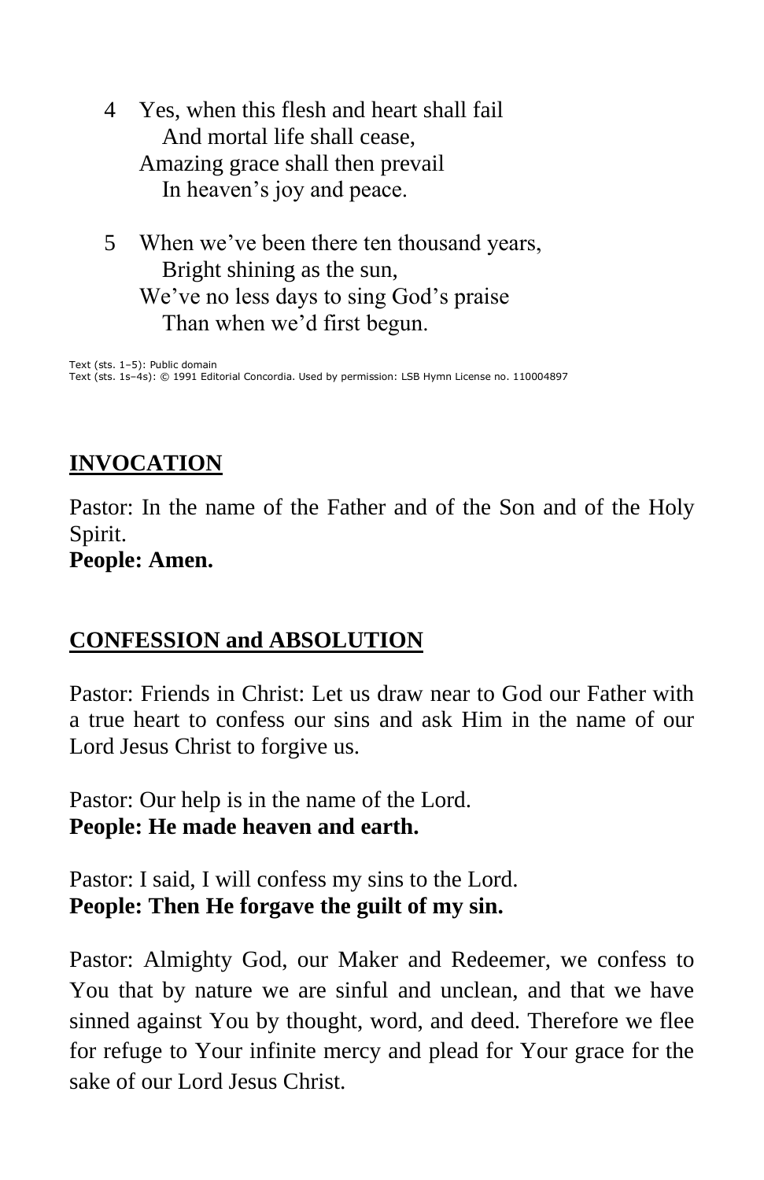4 Yes, when this flesh and heart shall fail
  And mortal life shall cease,
Amazing grace shall then prevail
  In heaven's joy and peace.

5 When we've been there ten thousand years,
  Bright shining as the sun,
We've no less days to sing God's praise
  Than when we'd first begun.

Text (sts. 1–5): Public domain
Text (sts. 1s–4s): © 1991 Editorial Concordia. Used by permission: LSB Hymn License no. 110004897

## INVOCATION

Pastor: In the name of the Father and of the Son and of the Holy Spirit.
**People: Amen.**

## CONFESSION and ABSOLUTION

Pastor: Friends in Christ: Let us draw near to God our Father with a true heart to confess our sins and ask Him in the name of our Lord Jesus Christ to forgive us.

Pastor: Our help is in the name of the Lord.
**People: He made heaven and earth.**

Pastor: I said, I will confess my sins to the Lord.
**People: Then He forgave the guilt of my sin.**

Pastor: Almighty God, our Maker and Redeemer, we confess to You that by nature we are sinful and unclean, and that we have sinned against You by thought, word, and deed. Therefore we flee for refuge to Your infinite mercy and plead for Your grace for the sake of our Lord Jesus Christ.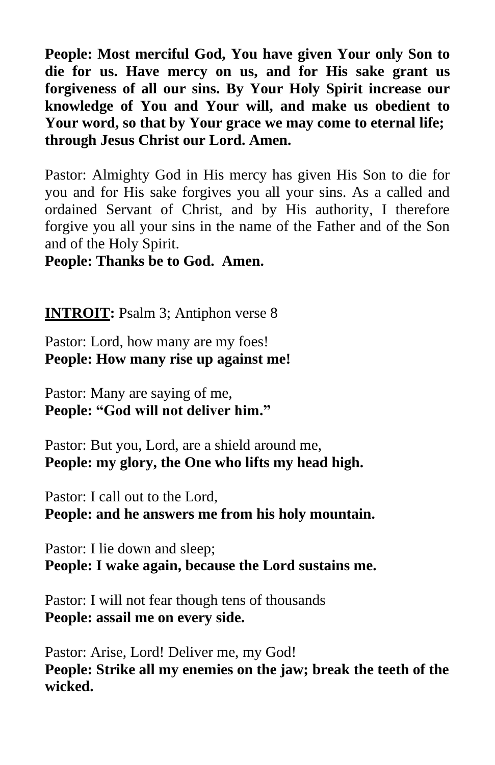**People: Most merciful God, You have given Your only Son to die for us. Have mercy on us, and for His sake grant us forgiveness of all our sins. By Your Holy Spirit increase our knowledge of You and Your will, and make us obedient to Your word, so that by Your grace we may come to eternal life; through Jesus Christ our Lord. Amen.**

Pastor: Almighty God in His mercy has given His Son to die for you and for His sake forgives you all your sins. As a called and ordained Servant of Christ, and by His authority, I therefore forgive you all your sins in the name of the Father and of the Son and of the Holy Spirit.

**People: Thanks be to God. Amen.**

**INTROIT:** Psalm 3; Antiphon verse 8

Pastor: Lord, how many are my foes!
**People: How many rise up against me!**

Pastor: Many are saying of me,
**People: "God will not deliver him."**

Pastor: But you, Lord, are a shield around me,
**People: my glory, the One who lifts my head high.**

Pastor: I call out to the Lord,
**People: and he answers me from his holy mountain.**

Pastor: I lie down and sleep;
**People: I wake again, because the Lord sustains me.**

Pastor: I will not fear though tens of thousands
**People: assail me on every side.**

Pastor: Arise, Lord! Deliver me, my God!
**People: Strike all my enemies on the jaw; break the teeth of the wicked.**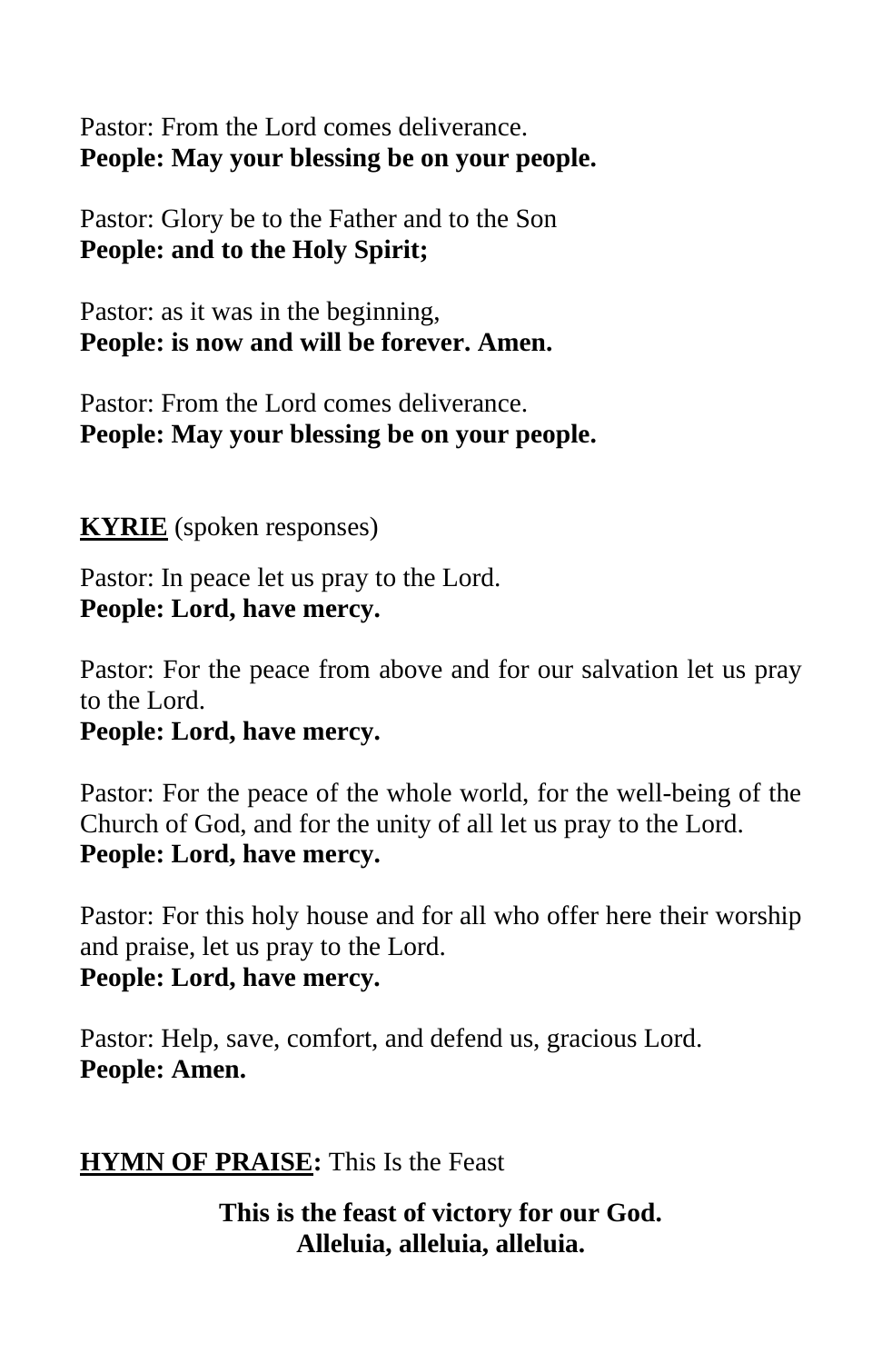Pastor: From the Lord comes deliverance.
**People: May your blessing be on your people.**

Pastor: Glory be to the Father and to the Son
**People: and to the Holy Spirit;**

Pastor: as it was in the beginning,
**People: is now and will be forever. Amen.**

Pastor: From the Lord comes deliverance.
**People: May your blessing be on your people.**

**<u>KYRIE</u>** (spoken responses)

Pastor: In peace let us pray to the Lord.
**People: Lord, have mercy.**

Pastor: For the peace from above and for our salvation let us pray to the Lord.
**People: Lord, have mercy.**

Pastor: For the peace of the whole world, for the well-being of the Church of God, and for the unity of all let us pray to the Lord.
**People: Lord, have mercy.**

Pastor: For this holy house and for all who offer here their worship and praise, let us pray to the Lord.
**People: Lord, have mercy.**

Pastor: Help, save, comfort, and defend us, gracious Lord.
**People: Amen.**

**<u>HYMN OF PRAISE</u>:** This Is the Feast

**This is the feast of victory for our God.**
**Alleluia, alleluia, alleluia.**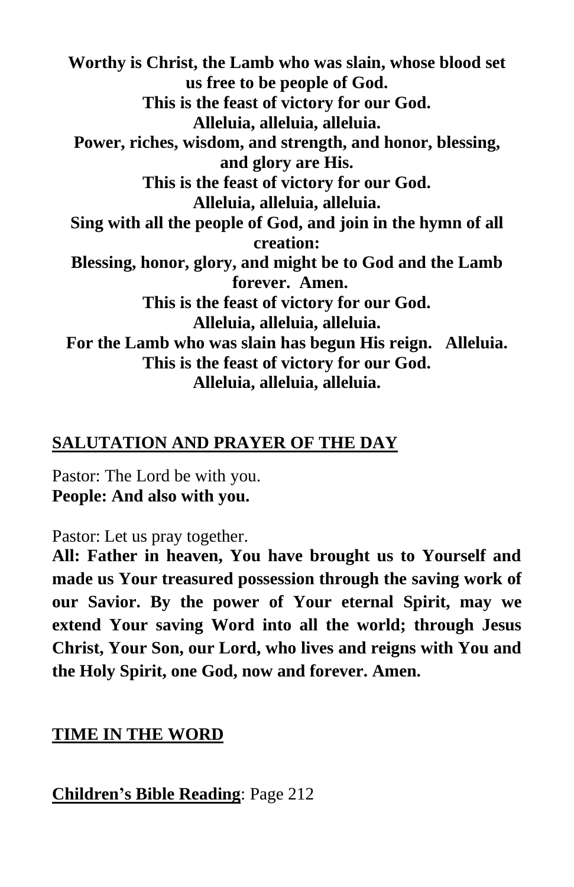**Worthy is Christ, the Lamb who was slain, whose blood set us free to be people of God.**
**This is the feast of victory for our God.**
**Alleluia, alleluia, alleluia.**
**Power, riches, wisdom, and strength, and honor, blessing, and glory are His.**
**This is the feast of victory for our God.**
**Alleluia, alleluia, alleluia.**
**Sing with all the people of God, and join in the hymn of all creation:**
**Blessing, honor, glory, and might be to God and the Lamb forever. Amen.**
**This is the feast of victory for our God.**
**Alleluia, alleluia, alleluia.**
**For the Lamb who was slain has begun His reign. Alleluia.**
**This is the feast of victory for our God.**
**Alleluia, alleluia, alleluia.**

## SALUTATION AND PRAYER OF THE DAY

Pastor: The Lord be with you.
**People: And also with you.**

Pastor: Let us pray together.
**All: Father in heaven, You have brought us to Yourself and made us Your treasured possession through the saving work of our Savior. By the power of Your eternal Spirit, may we extend Your saving Word into all the world; through Jesus Christ, Your Son, our Lord, who lives and reigns with You and the Holy Spirit, one God, now and forever. Amen.**

## TIME IN THE WORD

**Children's Bible Reading**: Page 212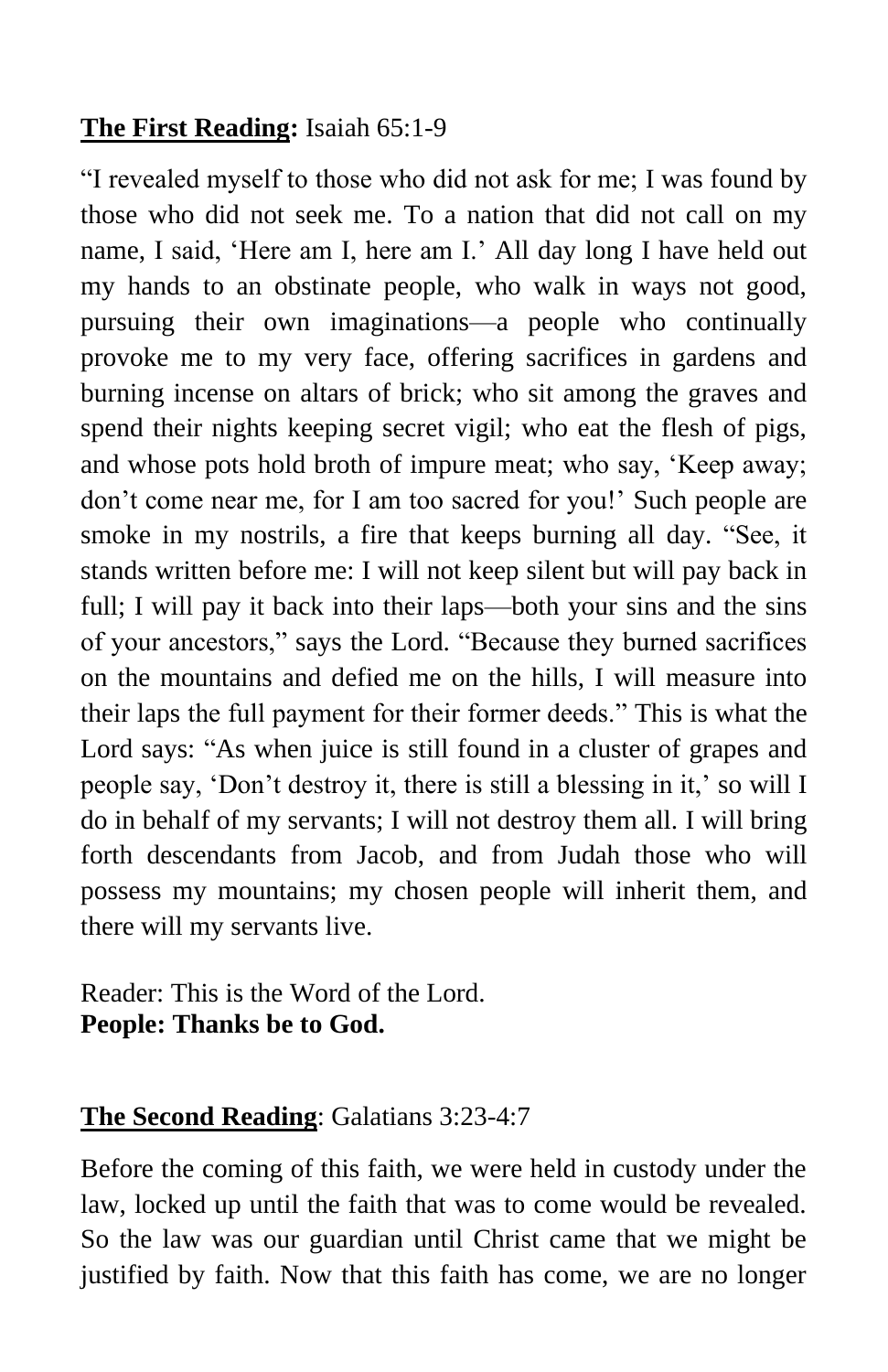**The First Reading:** Isaiah 65:1-9

"I revealed myself to those who did not ask for me; I was found by those who did not seek me. To a nation that did not call on my name, I said, 'Here am I, here am I.' All day long I have held out my hands to an obstinate people, who walk in ways not good, pursuing their own imaginations—a people who continually provoke me to my very face, offering sacrifices in gardens and burning incense on altars of brick; who sit among the graves and spend their nights keeping secret vigil; who eat the flesh of pigs, and whose pots hold broth of impure meat; who say, 'Keep away; don't come near me, for I am too sacred for you!' Such people are smoke in my nostrils, a fire that keeps burning all day. "See, it stands written before me: I will not keep silent but will pay back in full; I will pay it back into their laps—both your sins and the sins of your ancestors," says the Lord. "Because they burned sacrifices on the mountains and defied me on the hills, I will measure into their laps the full payment for their former deeds." This is what the Lord says: "As when juice is still found in a cluster of grapes and people say, 'Don't destroy it, there is still a blessing in it,' so will I do in behalf of my servants; I will not destroy them all. I will bring forth descendants from Jacob, and from Judah those who will possess my mountains; my chosen people will inherit them, and there will my servants live.

Reader: This is the Word of the Lord.
**People: Thanks be to God.**

**The Second Reading**: Galatians 3:23-4:7

Before the coming of this faith, we were held in custody under the law, locked up until the faith that was to come would be revealed. So the law was our guardian until Christ came that we might be justified by faith. Now that this faith has come, we are no longer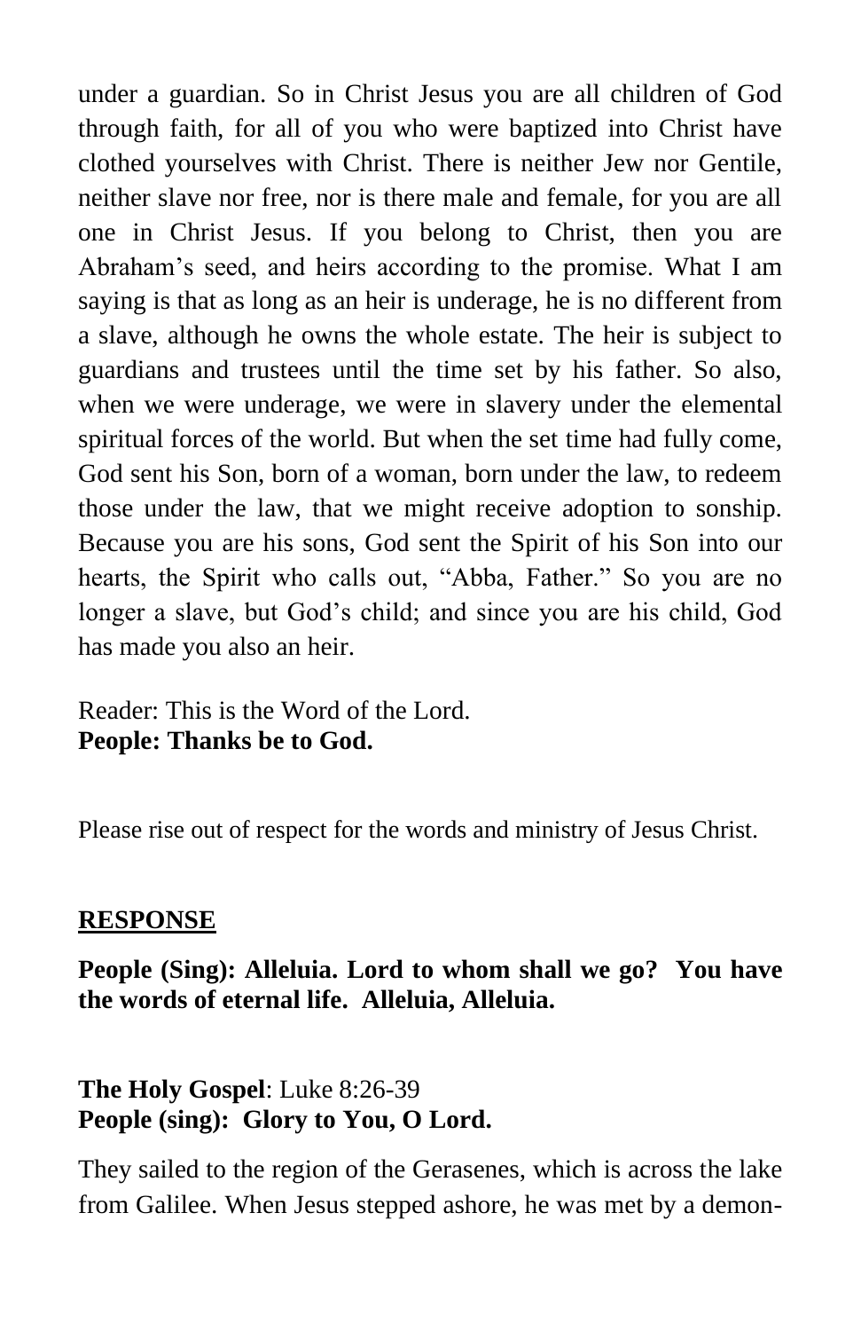under a guardian. So in Christ Jesus you are all children of God through faith, for all of you who were baptized into Christ have clothed yourselves with Christ. There is neither Jew nor Gentile, neither slave nor free, nor is there male and female, for you are all one in Christ Jesus. If you belong to Christ, then you are Abraham's seed, and heirs according to the promise. What I am saying is that as long as an heir is underage, he is no different from a slave, although he owns the whole estate. The heir is subject to guardians and trustees until the time set by his father. So also, when we were underage, we were in slavery under the elemental spiritual forces of the world. But when the set time had fully come, God sent his Son, born of a woman, born under the law, to redeem those under the law, that we might receive adoption to sonship. Because you are his sons, God sent the Spirit of his Son into our hearts, the Spirit who calls out, "Abba, Father." So you are no longer a slave, but God's child; and since you are his child, God has made you also an heir.

Reader: This is the Word of the Lord.
**People: Thanks be to God.**

Please rise out of respect for the words and ministry of Jesus Christ.

## RESPONSE

**People (Sing): Alleluia. Lord to whom shall we go? You have the words of eternal life. Alleluia, Alleluia.**

**The Holy Gospel**: Luke 8:26-39
**People (sing): Glory to You, O Lord.**

They sailed to the region of the Gerasenes, which is across the lake from Galilee. When Jesus stepped ashore, he was met by a demon-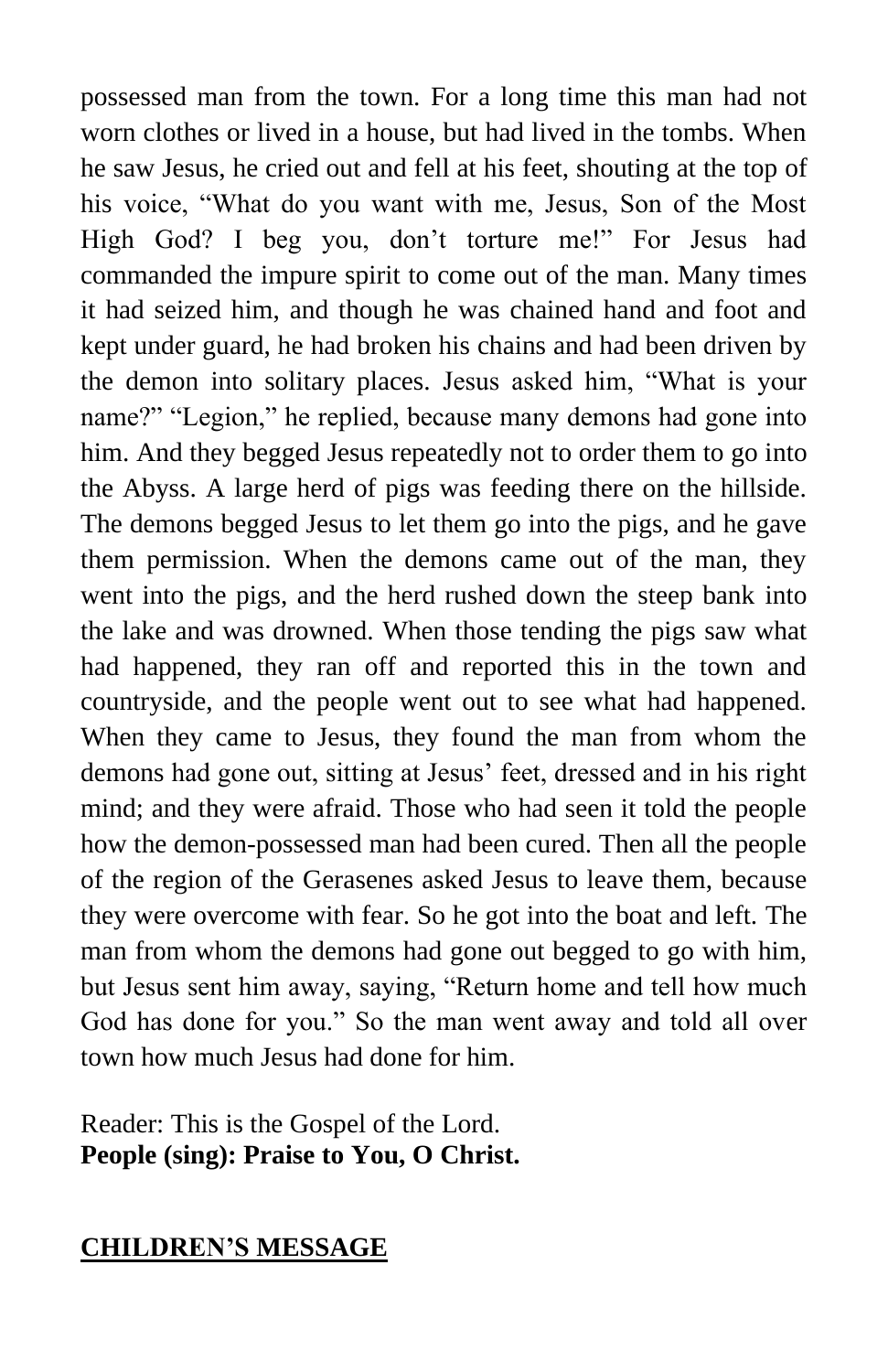possessed man from the town. For a long time this man had not worn clothes or lived in a house, but had lived in the tombs. When he saw Jesus, he cried out and fell at his feet, shouting at the top of his voice, “What do you want with me, Jesus, Son of the Most High God? I beg you, don’t torture me!” For Jesus had commanded the impure spirit to come out of the man. Many times it had seized him, and though he was chained hand and foot and kept under guard, he had broken his chains and had been driven by the demon into solitary places. Jesus asked him, “What is your name?” “Legion,” he replied, because many demons had gone into him. And they begged Jesus repeatedly not to order them to go into the Abyss. A large herd of pigs was feeding there on the hillside. The demons begged Jesus to let them go into the pigs, and he gave them permission. When the demons came out of the man, they went into the pigs, and the herd rushed down the steep bank into the lake and was drowned. When those tending the pigs saw what had happened, they ran off and reported this in the town and countryside, and the people went out to see what had happened. When they came to Jesus, they found the man from whom the demons had gone out, sitting at Jesus’ feet, dressed and in his right mind; and they were afraid. Those who had seen it told the people how the demon-possessed man had been cured. Then all the people of the region of the Gerasenes asked Jesus to leave them, because they were overcome with fear. So he got into the boat and left. The man from whom the demons had gone out begged to go with him, but Jesus sent him away, saying, “Return home and tell how much God has done for you.” So the man went away and told all over town how much Jesus had done for him.

Reader: This is the Gospel of the Lord.
**People (sing): Praise to You, O Christ.**

## CHILDREN’S MESSAGE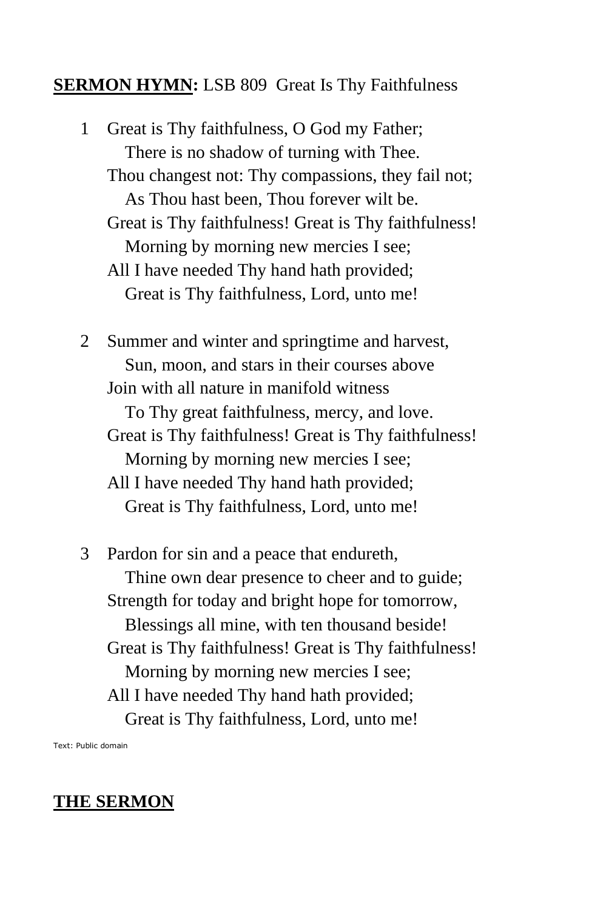**SERMON HYMN:** LSB 809 Great Is Thy Faithfulness

1 Great is Thy faithfulness, O God my Father;
   There is no shadow of turning with Thee.
Thou changest not: Thy compassions, they fail not;
   As Thou hast been, Thou forever wilt be.
Great is Thy faithfulness! Great is Thy faithfulness!
   Morning by morning new mercies I see;
All I have needed Thy hand hath provided;
   Great is Thy faithfulness, Lord, unto me!

2 Summer and winter and springtime and harvest,
   Sun, moon, and stars in their courses above
Join with all nature in manifold witness
   To Thy great faithfulness, mercy, and love.
Great is Thy faithfulness! Great is Thy faithfulness!
   Morning by morning new mercies I see;
All I have needed Thy hand hath provided;
   Great is Thy faithfulness, Lord, unto me!

3 Pardon for sin and a peace that endureth,
   Thine own dear presence to cheer and to guide;
Strength for today and bright hope for tomorrow,
   Blessings all mine, with ten thousand beside!
Great is Thy faithfulness! Great is Thy faithfulness!
   Morning by morning new mercies I see;
All I have needed Thy hand hath provided;
   Great is Thy faithfulness, Lord, unto me!

Text: Public domain

**THE SERMON**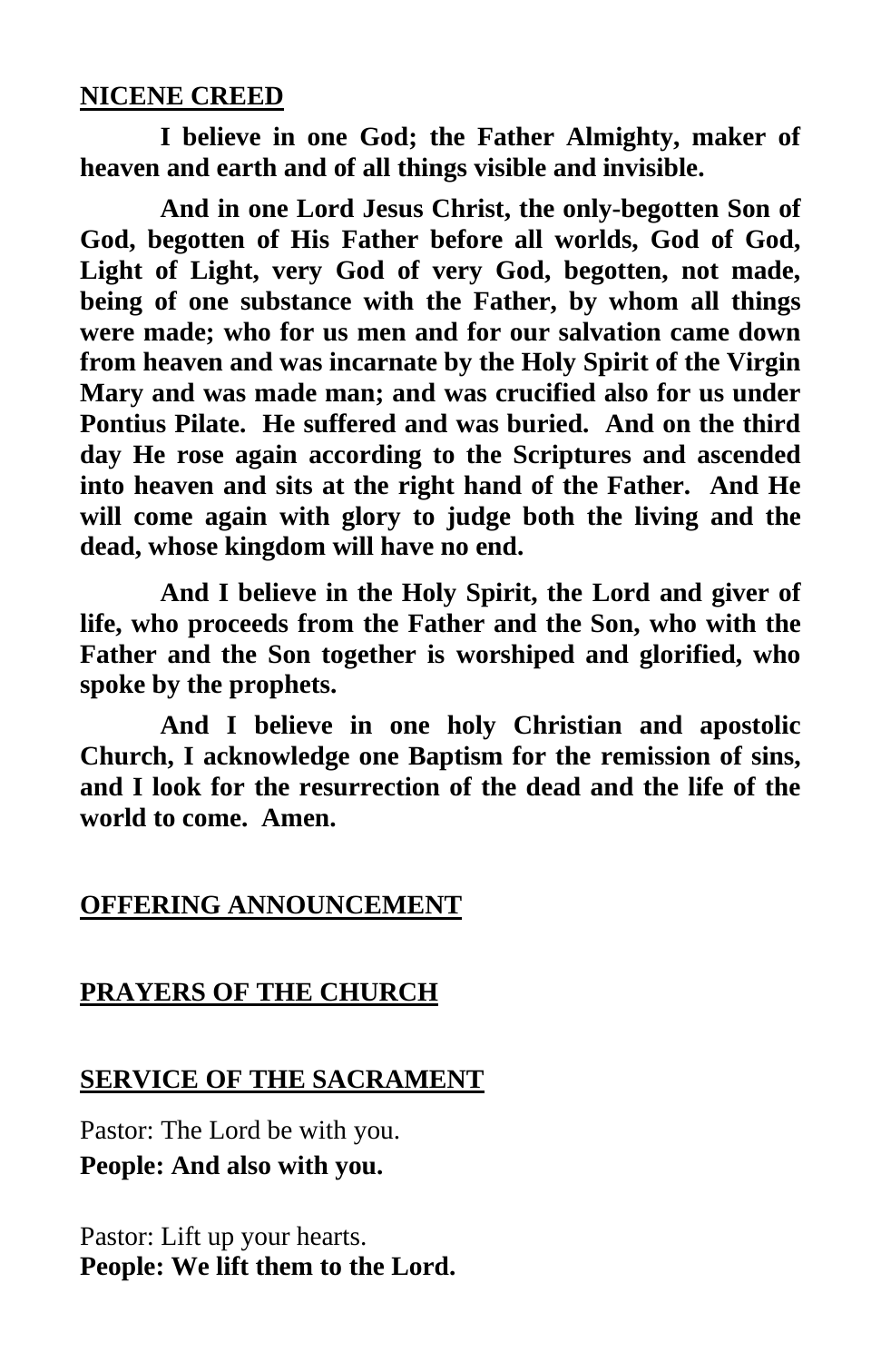**NICENE CREED**

**I believe in one God; the Father Almighty, maker of heaven and earth and of all things visible and invisible.**

**And in one Lord Jesus Christ, the only-begotten Son of God, begotten of His Father before all worlds, God of God, Light of Light, very God of very God, begotten, not made, being of one substance with the Father, by whom all things were made; who for us men and for our salvation came down from heaven and was incarnate by the Holy Spirit of the Virgin Mary and was made man; and was crucified also for us under Pontius Pilate. He suffered and was buried. And on the third day He rose again according to the Scriptures and ascended into heaven and sits at the right hand of the Father. And He will come again with glory to judge both the living and the dead, whose kingdom will have no end.**

**And I believe in the Holy Spirit, the Lord and giver of life, who proceeds from the Father and the Son, who with the Father and the Son together is worshiped and glorified, who spoke by the prophets.**

**And I believe in one holy Christian and apostolic Church, I acknowledge one Baptism for the remission of sins, and I look for the resurrection of the dead and the life of the world to come. Amen.**

**OFFERING ANNOUNCEMENT**

**PRAYERS OF THE CHURCH**

**SERVICE OF THE SACRAMENT**

Pastor: The Lord be with you.
**People: And also with you.**

Pastor: Lift up your hearts.
**People: We lift them to the Lord.**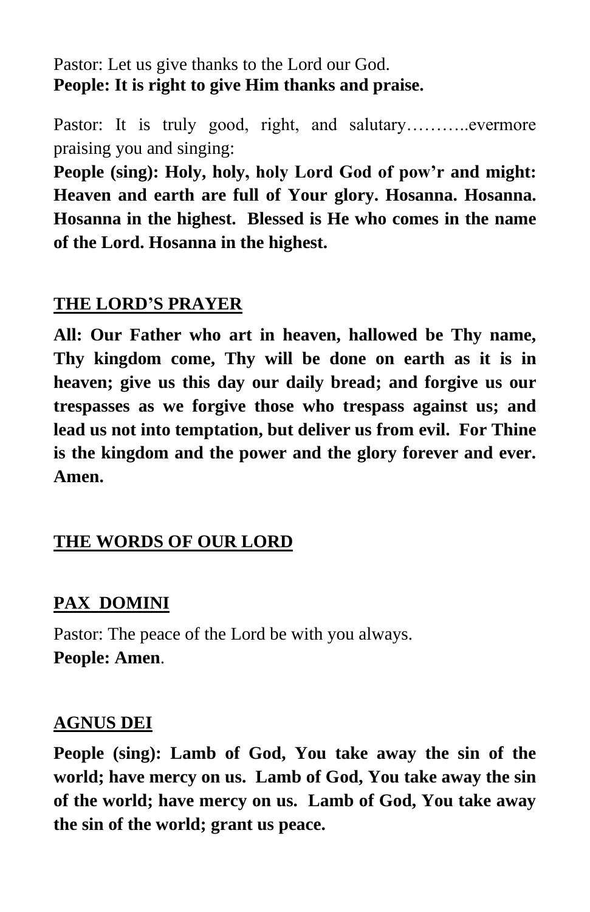Pastor: Let us give thanks to the Lord our God.
**People: It is right to give Him thanks and praise.**

Pastor: It is truly good, right, and salutary………..evermore praising you and singing:
**People (sing): Holy, holy, holy Lord God of pow'r and might: Heaven and earth are full of Your glory. Hosanna. Hosanna. Hosanna in the highest. Blessed is He who comes in the name of the Lord. Hosanna in the highest.**

## THE LORD'S PRAYER

**All: Our Father who art in heaven, hallowed be Thy name, Thy kingdom come, Thy will be done on earth as it is in heaven; give us this day our daily bread; and forgive us our trespasses as we forgive those who trespass against us; and lead us not into temptation, but deliver us from evil. For Thine is the kingdom and the power and the glory forever and ever. Amen.**

## THE WORDS OF OUR LORD

## PAX DOMINI

Pastor: The peace of the Lord be with you always.
**People: Amen**.

## AGNUS DEI

**People (sing): Lamb of God, You take away the sin of the world; have mercy on us. Lamb of God, You take away the sin of the world; have mercy on us. Lamb of God, You take away the sin of the world; grant us peace.**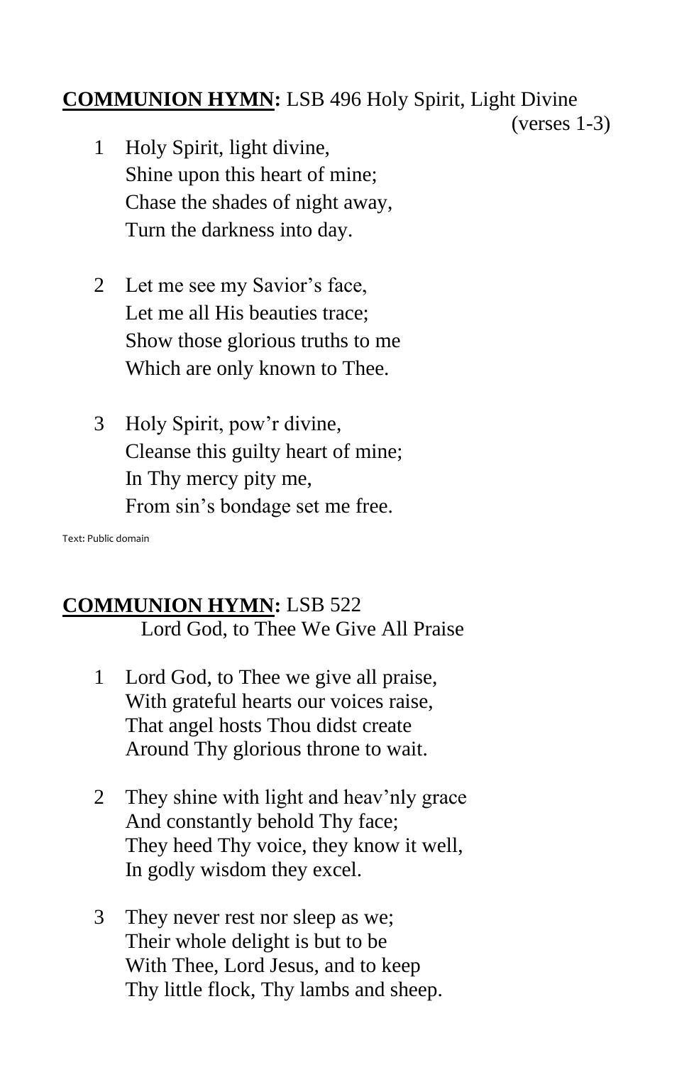**<u>COMMUNION HYMN</u>:** LSB 496 Holy Spirit, Light Divine (verses 1-3)

1 Holy Spirit, light divine,
Shine upon this heart of mine;
Chase the shades of night away,
Turn the darkness into day.

2 Let me see my Savior's face,
Let me all His beauties trace;
Show those glorious truths to me
Which are only known to Thee.

3 Holy Spirit, pow'r divine,
Cleanse this guilty heart of mine;
In Thy mercy pity me,
From sin's bondage set me free.

Text: Public domain

**<u>COMMUNION HYMN</u>:** LSB 522 Lord God, to Thee We Give All Praise

1 Lord God, to Thee we give all praise,
With grateful hearts our voices raise,
That angel hosts Thou didst create
Around Thy glorious throne to wait.

2 They shine with light and heav'nly grace
And constantly behold Thy face;
They heed Thy voice, they know it well,
In godly wisdom they excel.

3 They never rest nor sleep as we;
Their whole delight is but to be
With Thee, Lord Jesus, and to keep
Thy little flock, Thy lambs and sheep.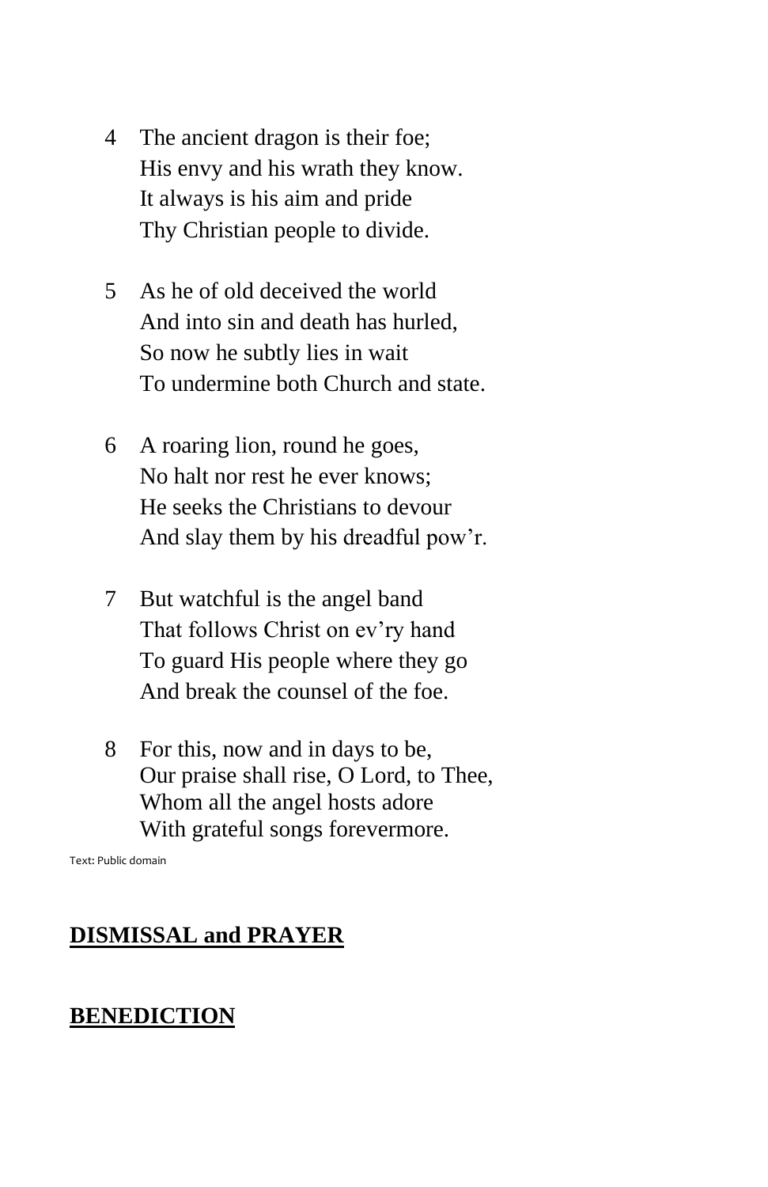4 The ancient dragon is their foe;
His envy and his wrath they know.
It always is his aim and pride
Thy Christian people to divide.

5 As he of old deceived the world
And into sin and death has hurled,
So now he subtly lies in wait
To undermine both Church and state.

6 A roaring lion, round he goes,
No halt nor rest he ever knows;
He seeks the Christians to devour
And slay them by his dreadful pow'r.

7 But watchful is the angel band
That follows Christ on ev'ry hand
To guard His people where they go
And break the counsel of the foe.

8 For this, now and in days to be,
Our praise shall rise, O Lord, to Thee,
Whom all the angel hosts adore
With grateful songs forevermore.

Text: Public domain

## DISMISSAL and PRAYER

## BENEDICTION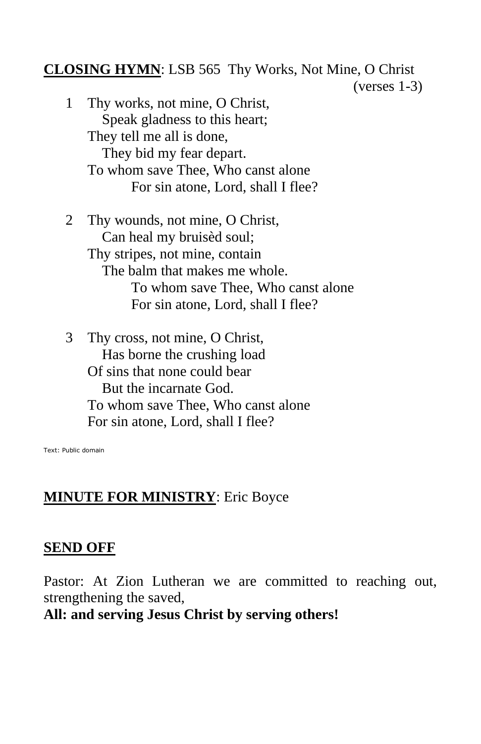**CLOSING HYMN**: LSB 565 Thy Works, Not Mine, O Christ (verses 1-3)

1 Thy works, not mine, O Christ,
Speak gladness to this heart;
They tell me all is done,
They bid my fear depart.
To whom save Thee, Who canst alone
For sin atone, Lord, shall I flee?

2 Thy wounds, not mine, O Christ,
Can heal my bruisèd soul;
Thy stripes, not mine, contain
The balm that makes me whole.
To whom save Thee, Who canst alone
For sin atone, Lord, shall I flee?

3 Thy cross, not mine, O Christ,
Has borne the crushing load
Of sins that none could bear
But the incarnate God.
To whom save Thee, Who canst alone
For sin atone, Lord, shall I flee?

Text: Public domain

**MINUTE FOR MINISTRY**: Eric Boyce

**SEND OFF**

Pastor: At Zion Lutheran we are committed to reaching out, strengthening the saved,
**All: and serving Jesus Christ by serving others!**